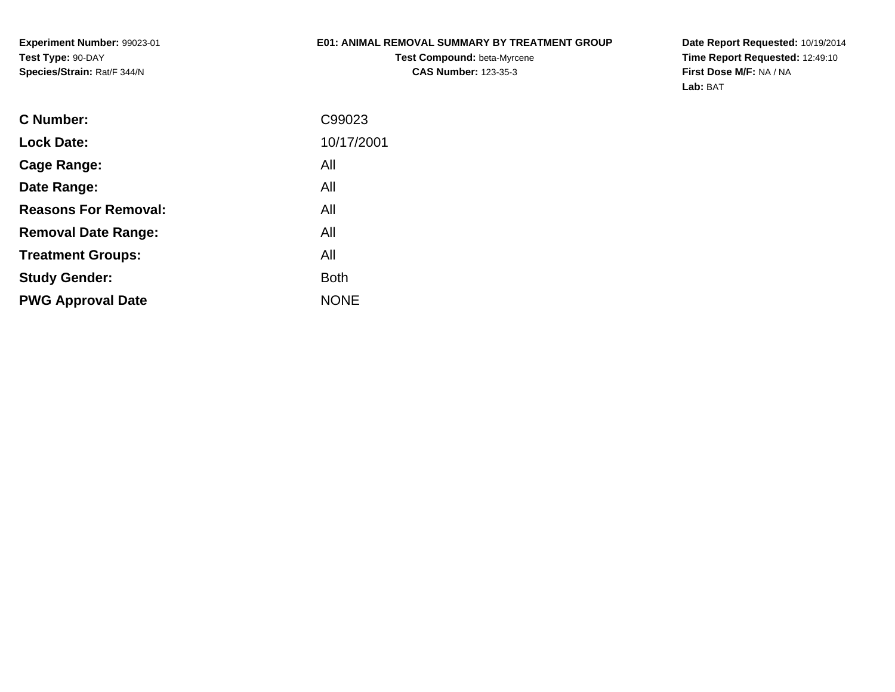**Experiment Number:** 99023-01
**Test Type:** 90-DAY
**Species/Strain:** Rat/F 344/N

# E01: ANIMAL REMOVAL SUMMARY BY TREATMENT GROUP

**Test Compound:** beta-Myrcene
**CAS Number:** 123-35-3

**Date Report Requested:** 10/19/2014
**Time Report Requested:** 12:49:10
**First Dose M/F:** NA / NA
**Lab:** BAT

| | |
|---|---|
| **C Number:** | C99023 |
| **Lock Date:** | 10/17/2001 |
| **Cage Range:** | All |
| **Date Range:** | All |
| **Reasons For Removal:** | All |
| **Removal Date Range:** | All |
| **Treatment Groups:** | All |
| **Study Gender:** | Both |
| **PWG Approval Date** | NONE |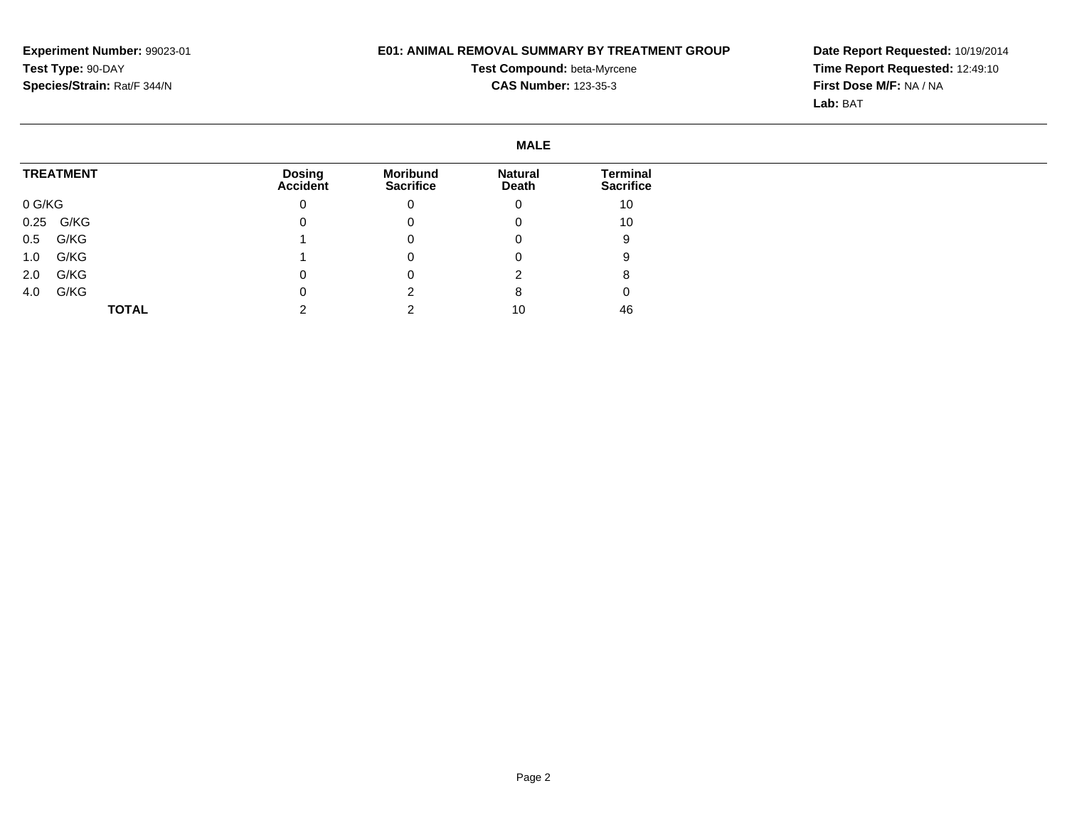**Experiment Number:** 99023-01
**Test Type:** 90-DAY
**Species/Strain:** Rat/F 344/N

**E01: ANIMAL REMOVAL SUMMARY BY TREATMENT GROUP**
**Test Compound:** beta-Myrcene
**CAS Number:** 123-35-3

**Date Report Requested:** 10/19/2014
**Time Report Requested:** 12:49:10
**First Dose M/F:** NA / NA
**Lab:** BAT

**MALE**

| TREATMENT | Dosing Accident | Moribund Sacrifice | Natural Death | Terminal Sacrifice |
|---|---|---|---|---|
| 0 G/KG | 0 | 0 | 0 | 10 |
| 0.25 G/KG | 0 | 0 | 0 | 10 |
| 0.5 G/KG | 1 | 0 | 0 | 9 |
| 1.0 G/KG | 1 | 0 | 0 | 9 |
| 2.0 G/KG | 0 | 0 | 2 | 8 |
| 4.0 G/KG | 0 | 2 | 8 | 0 |
| **TOTAL** | 2 | 2 | 10 | 46 |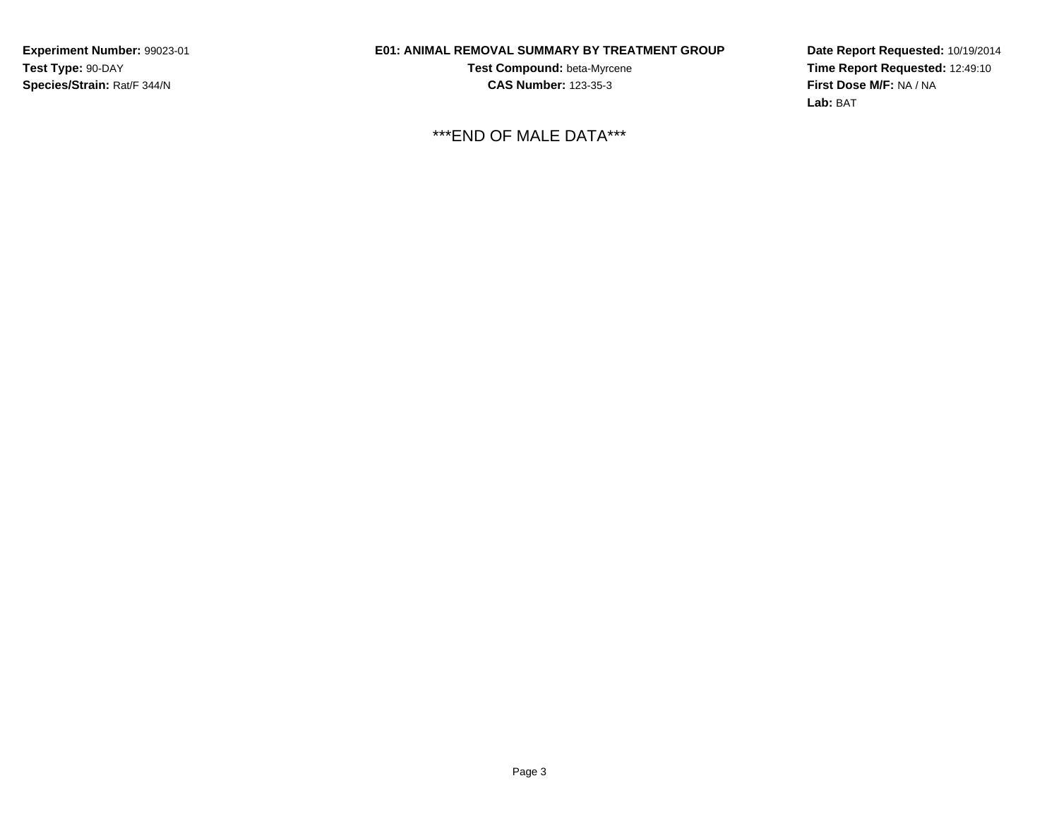**Experiment Number:** 99023-01
**Test Type:** 90-DAY
**Species/Strain:** Rat/F 344/N

**E01: ANIMAL REMOVAL SUMMARY BY TREATMENT GROUP**
**Test Compound:** beta-Myrcene
**CAS Number:** 123-35-3

**Date Report Requested:** 10/19/2014
**Time Report Requested:** 12:49:10
**First Dose M/F:** NA / NA
**Lab:** BAT

***END OF MALE DATA***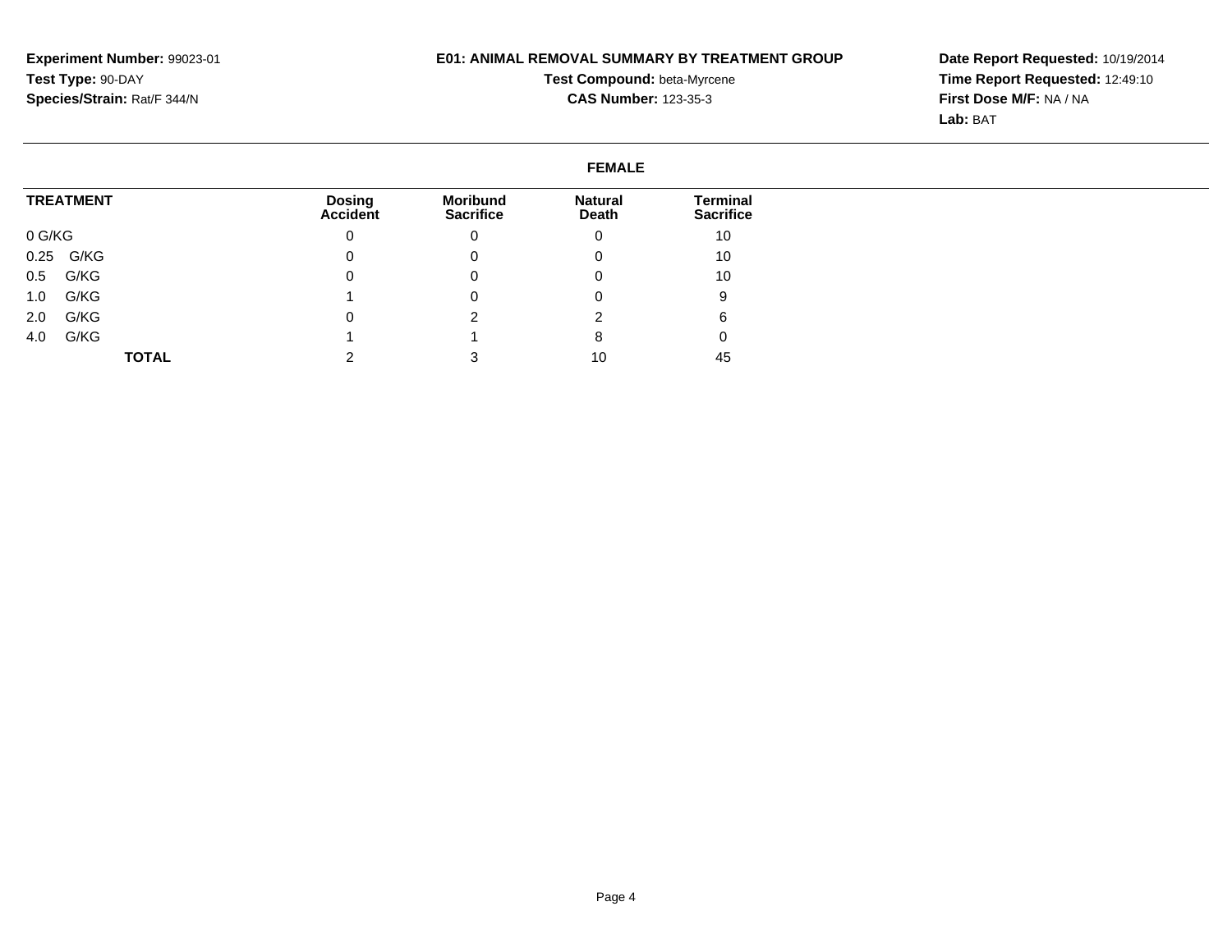**Experiment Number:** 99023-01
**Test Type:** 90-DAY
**Species/Strain:** Rat/F 344/N

**E01: ANIMAL REMOVAL SUMMARY BY TREATMENT GROUP**
**Test Compound:** beta-Myrcene
**CAS Number:** 123-35-3

**Date Report Requested:** 10/19/2014
**Time Report Requested:** 12:49:10
**First Dose M/F:** NA / NA
**Lab:** BAT

**FEMALE**

| TREATMENT | Dosing Accident | Moribund Sacrifice | Natural Death | Terminal Sacrifice |
|---|---|---|---|---|
| 0 G/KG | 0 | 0 | 0 | 10 |
| 0.25 G/KG | 0 | 0 | 0 | 10 |
| 0.5 G/KG | 0 | 0 | 0 | 10 |
| 1.0 G/KG | 1 | 0 | 0 | 9 |
| 2.0 G/KG | 0 | 2 | 2 | 6 |
| 4.0 G/KG | 1 | 1 | 8 | 0 |
| **TOTAL** | 2 | 3 | 10 | 45 |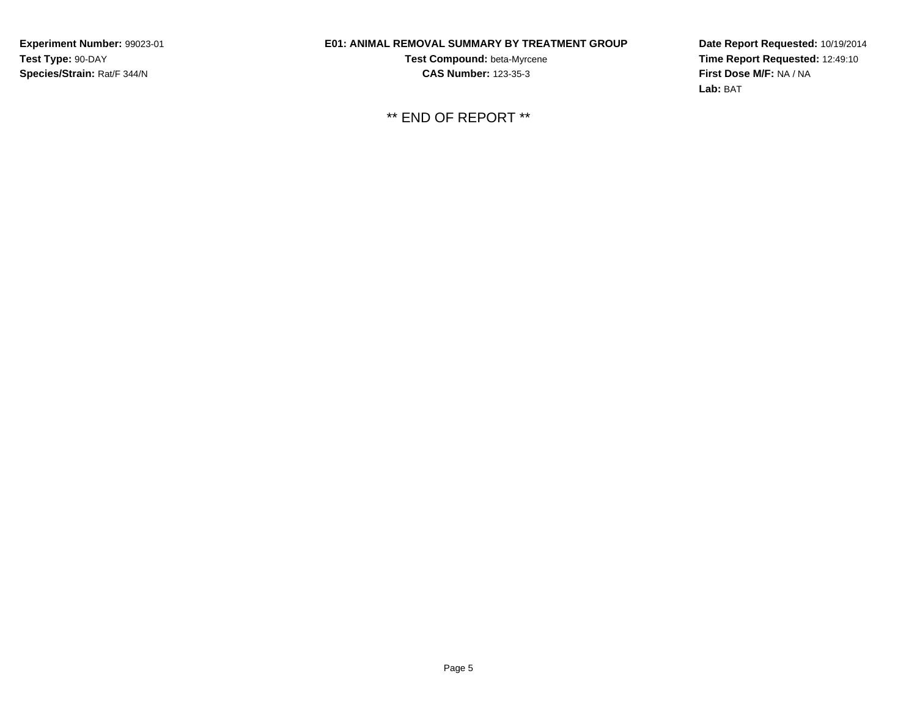**Experiment Number:** 99023-01
**Test Type:** 90-DAY
**Species/Strain:** Rat/F 344/N

**E01: ANIMAL REMOVAL SUMMARY BY TREATMENT GROUP**
**Test Compound:** beta-Myrcene
**CAS Number:** 123-35-3

**Date Report Requested:** 10/19/2014
**Time Report Requested:** 12:49:10
**First Dose M/F:** NA / NA
**Lab:** BAT

** END OF REPORT **